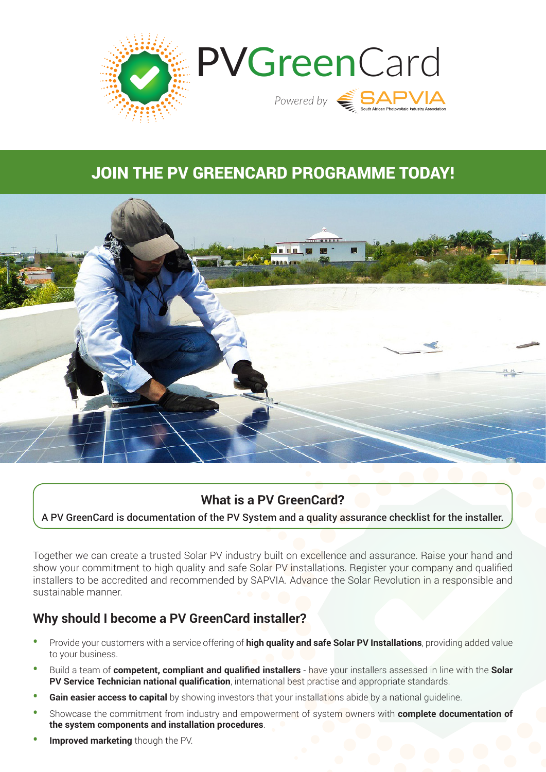# PVGreenCard

*Powered by* SAPVIA South African Photovoltaic Industry Association

## JOIN THE PV GREENCARD PROGRAMME TODAY!

### What is a PV GreenCard?

**A PV GreenCard is documentation of the PV System and a quality assurance checklist for the installer.**

Together we can create a trusted Solar PV industry built on excellence and assurance. Raise your hand and show your commitment to high quality and safe Solar PV installations. Register your company and qualified installers to be accredited and recommended by SAPVIA. Advance the Solar Revolution in a responsible and sustainable manner.

## Why should I become a PV GreenCard installer?

- Provide your customers with a service offering of **high quality and safe Solar PV Installations**, providing added value to your business.
- Build a team of **competent, compliant and qualified installers** - have your installers assessed in line with the **Solar PV Service Technician national qualification**, international best practise and appropriate standards.
- **Gain easier access to capital** by showing investors that your installations abide by a national guideline.
- Showcase the commitment from industry and empowerment of system owners with **complete documentation of the system components and installation procedures**.
- **Improved marketing** though the PV.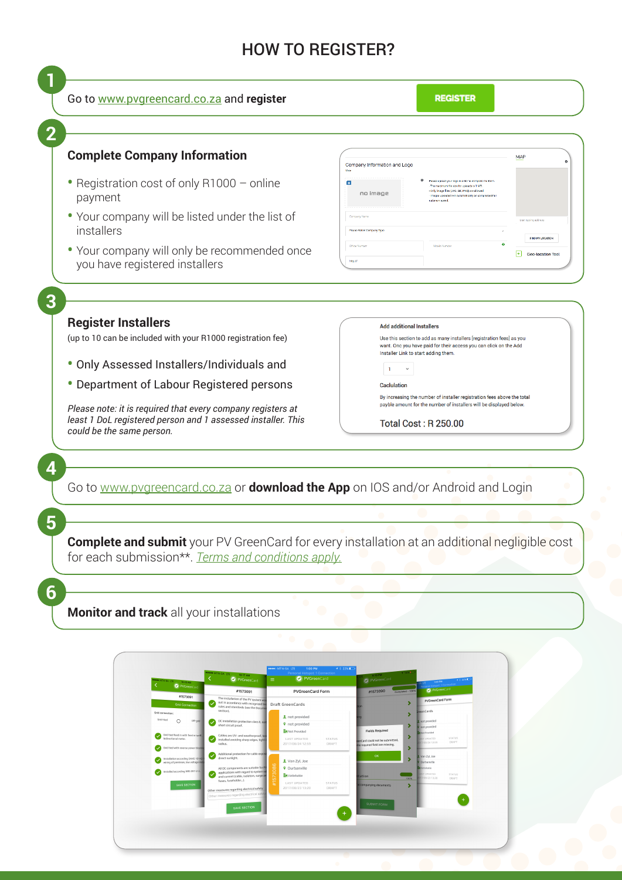# HOW TO REGISTER?

**1** Go to www.pvgreencard.co.za and **register**

REGISTER

**2**

## Complete Company Information

- Registration cost of only R1000 – online payment
- Your company will be listed under the list of installers
- Your company will only be recommended once you have registered installers

**3**

## Register Installers

(up to 10 can be included with your R1000 registration fee)

- Only Assessed Installers/Individuals and
- Department of Labour Registered persons

*Please note: it is required that every company registers at least 1 DoL registered person and 1 assessed installer. This could be the same person.*

Add additional Installers

Use this section to add as many installers (registration fees) as you want. Once you have paid for their access you can click on the Add Installer Link to start adding them.

Caclulation

By increasing the number of installer registration fees above the total payble amount for the number of installers will be displayed below.

Total Cost : R 250.00

**4** Go to www.pvgreencard.co.za or **download the App** on IOS and/or Android and Login

**5** **Complete and submit** your PV GreenCard for every installation at an additional negligible cost for each submission**. *Terms and conditions apply.*

**6** **Monitor and track** all your installations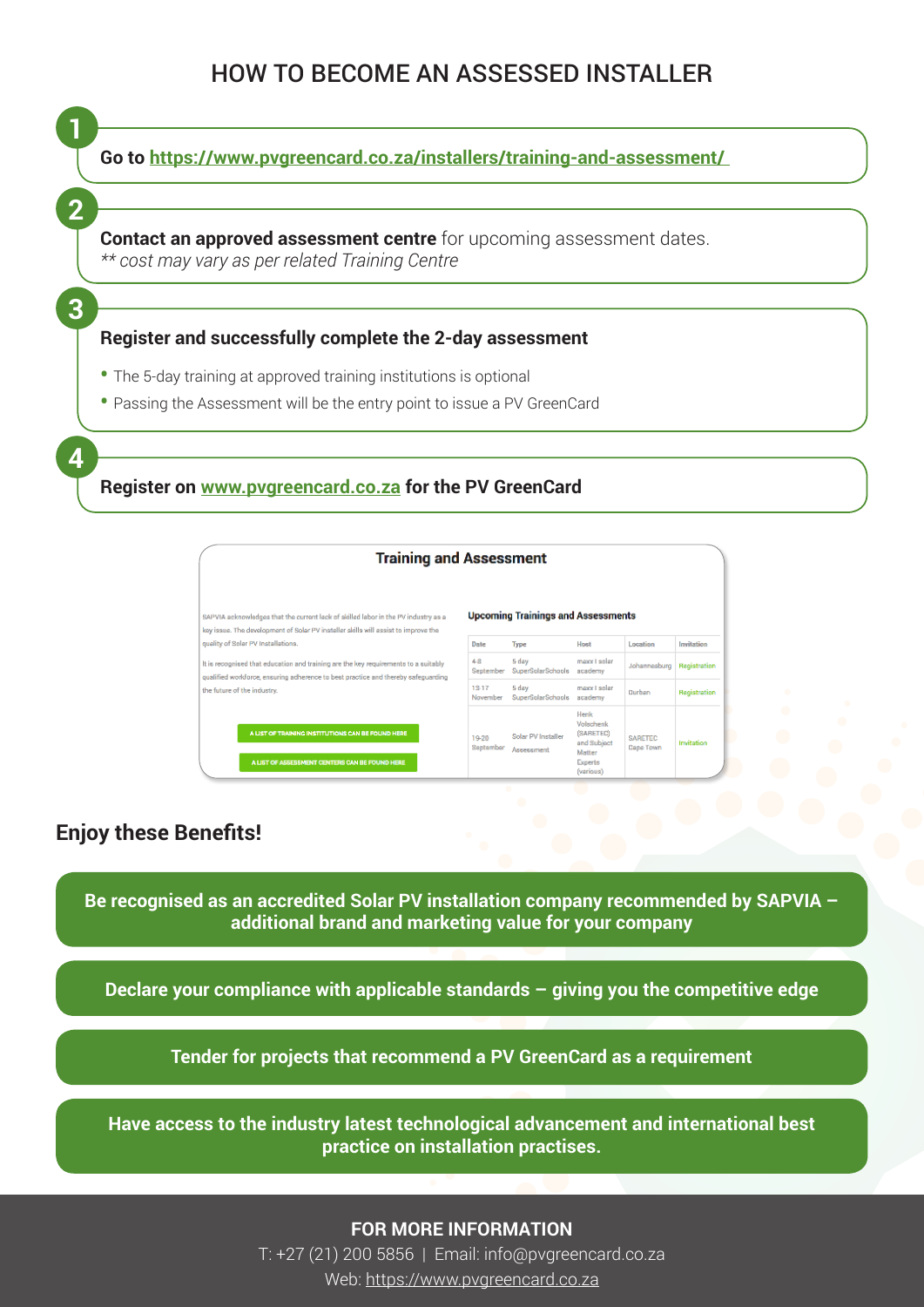# HOW TO BECOME AN ASSESSED INSTALLER

**1**

**Go to https://www.pvgreencard.co.za/installers/training-and-assessment/**

**2**

**Contact an approved assessment centre** for upcoming assessment dates.
*** cost may vary as per related Training Centre*

**3**

**Register and successfully complete the 2-day assessment**

- The 5-day training at approved training institutions is optional
- Passing the Assessment will be the entry point to issue a PV GreenCard

**4**

**Register on www.pvgreencard.co.za for the PV GreenCard**

## Training and Assessment

SAPVIA acknowledges that the current lack of skilled labor in the PV industry as a key issue. The development of Solar PV installer skills will assist to improve the quality of Solar PV Installations.

It is recognised that education and training are the key requirements to a suitably qualified workforce, ensuring adherence to best practice and thereby safeguarding the future of the industry.

A LIST OF TRAINING INSTITUTIONS CAN BE FOUND HERE

A LIST OF ASSESSMENT CENTERS CAN BE FOUND HERE

### Upcoming Trainings and Assessments

| Date | Type | Host | Location | Invitation |
|---|---|---|---|---|
| 4-8 September | 5 day SuperSolarSchools | maxx I solar academy | Johannesburg | Registration |
| 13-17 November | 5 day SuperSolarSchools | maxx I solar academy | Durban | Registration |
| 19-20 September | Solar PV Installer Assessment | Henk Volschenk (SARETEC) and Subject Matter Experts (various) | SARETEC Cape Town | Invitation |

## Enjoy these Benefits!

**Be recognised as an accredited Solar PV installation company recommended by SAPVIA – additional brand and marketing value for your company**

**Declare your compliance with applicable standards – giving you the competitive edge**

**Tender for projects that recommend a PV GreenCard as a requirement**

**Have access to the industry latest technological advancement and international best practice on installation practises.**

**FOR MORE INFORMATION**

T: +27 (21) 200 5856 | Email: info@pvgreencard.co.za

Web: https://www.pvgreencard.co.za